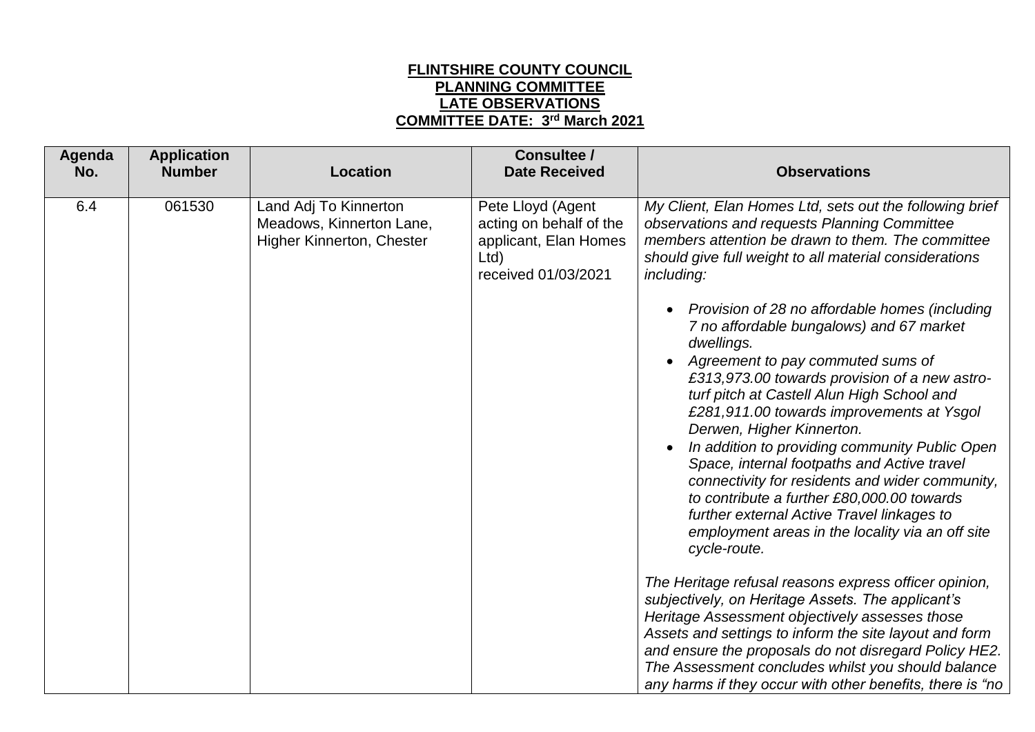**FLINTSHIRE COUNTY COUNCIL**
**PLANNING COMMITTEE**
**LATE OBSERVATIONS**
**COMMITTEE DATE: 3rd March 2021**

| Agenda No. | Application Number | Location | Consultee / Date Received | Observations |
|---|---|---|---|---|
| 6.4 | 061530 | Land Adj To Kinnerton Meadows, Kinnerton Lane, Higher Kinnerton, Chester | Pete Lloyd (Agent acting on behalf of the applicant, Elan Homes Ltd) received 01/03/2021 | *My Client, Elan Homes Ltd, sets out the following brief observations and requests Planning Committee members attention be drawn to them. The committee should give full weight to all material considerations including:*<br><br>• *Provision of 28 no affordable homes (including 7 no affordable bungalows) and 67 market dwellings.*<br>• *Agreement to pay commuted sums of £313,973.00 towards provision of a new astro-turf pitch at Castell Alun High School and £281,911.00 towards improvements at Ysgol Derwen, Higher Kinnerton.*<br>• *In addition to providing community Public Open Space, internal footpaths and Active travel connectivity for residents and wider community, to contribute a further £80,000.00 towards further external Active Travel linkages to employment areas in the locality via an off site cycle-route.*<br><br>*The Heritage refusal reasons express officer opinion, subjectively, on Heritage Assets. The applicant's Heritage Assessment objectively assesses those Assets and settings to inform the site layout and form and ensure the proposals do not disregard Policy HE2. The Assessment concludes whilst you should balance any harms if they occur with other benefits, there is "no* |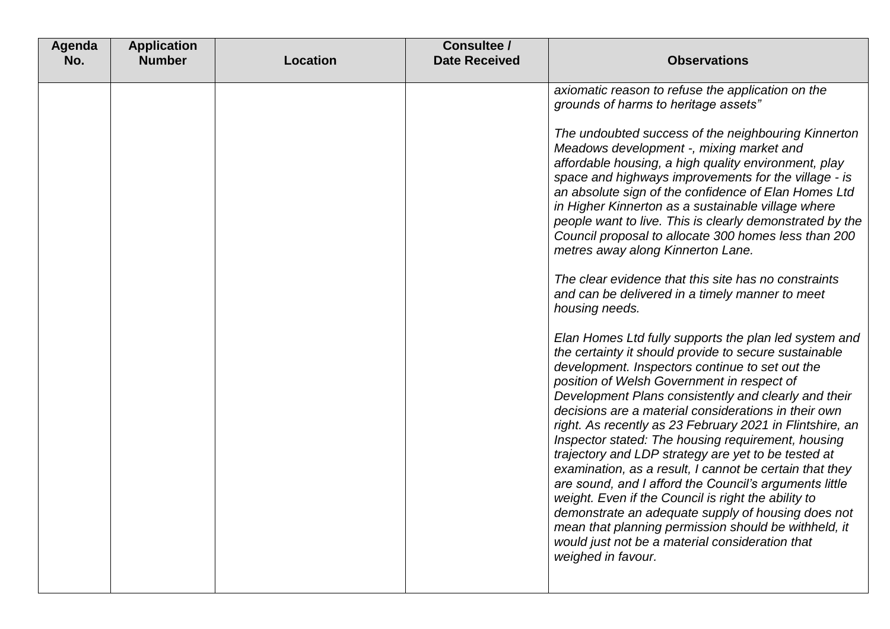| Agenda No. | Application Number | Location | Consultee / Date Received | Observations |
|---|---|---|---|---|
| | | | | *axiomatic reason to refuse the application on the grounds of harms to heritage assets"*<br><br>*The undoubted success of the neighbouring Kinnerton Meadows development -, mixing market and affordable housing, a high quality environment, play space and highways improvements for the village - is an absolute sign of the confidence of Elan Homes Ltd in Higher Kinnerton as a sustainable village where people want to live. This is clearly demonstrated by the Council proposal to allocate 300 homes less than 200 metres away along Kinnerton Lane.*<br><br>*The clear evidence that this site has no constraints and can be delivered in a timely manner to meet housing needs.*<br><br>*Elan Homes Ltd fully supports the plan led system and the certainty it should provide to secure sustainable development. Inspectors continue to set out the position of Welsh Government in respect of Development Plans consistently and clearly and their decisions are a material considerations in their own right. As recently as 23 February 2021 in Flintshire, an Inspector stated: The housing requirement, housing trajectory and LDP strategy are yet to be tested at examination, as a result, I cannot be certain that they are sound, and I afford the Council's arguments little weight. Even if the Council is right the ability to demonstrate an adequate supply of housing does not mean that planning permission should be withheld, it would just not be a material consideration that weighed in favour.* |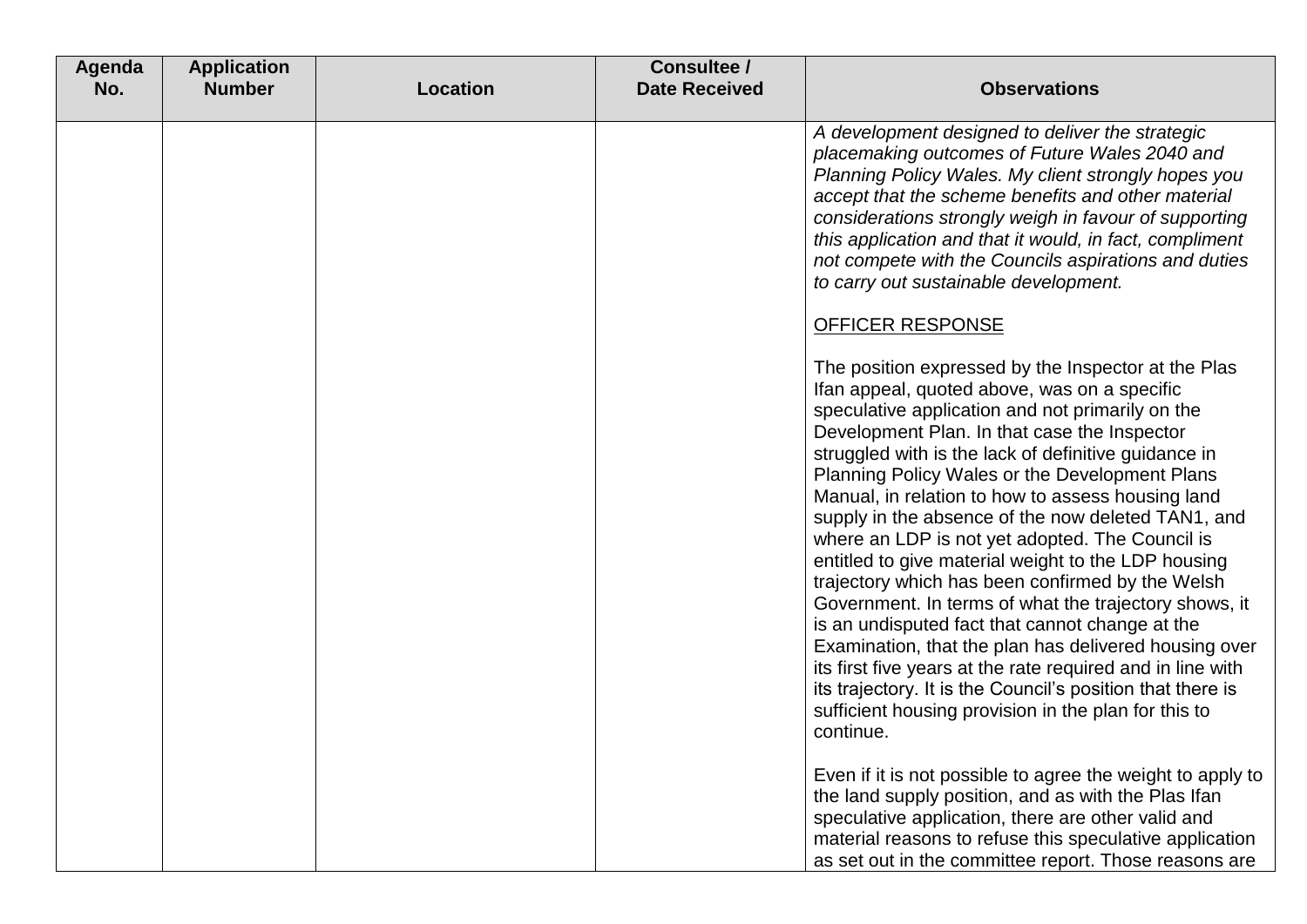| Agenda No. | Application Number | Location | Consultee / Date Received | Observations |
|---|---|---|---|---|
| | | | | *A development designed to deliver the strategic placemaking outcomes of Future Wales 2040 and Planning Policy Wales. My client strongly hopes you accept that the scheme benefits and other material considerations strongly weigh in favour of supporting this application and that it would, in fact, compliment not compete with the Councils aspirations and duties to carry out sustainable development.*<br><br><u>OFFICER RESPONSE</u><br><br>The position expressed by the Inspector at the Plas Ifan appeal, quoted above, was on a specific speculative application and not primarily on the Development Plan. In that case the Inspector struggled with is the lack of definitive guidance in Planning Policy Wales or the Development Plans Manual, in relation to how to assess housing land supply in the absence of the now deleted TAN1, and where an LDP is not yet adopted. The Council is entitled to give material weight to the LDP housing trajectory which has been confirmed by the Welsh Government. In terms of what the trajectory shows, it is an undisputed fact that cannot change at the Examination, that the plan has delivered housing over its first five years at the rate required and in line with its trajectory. It is the Council's position that there is sufficient housing provision in the plan for this to continue.<br><br>Even if it is not possible to agree the weight to apply to the land supply position, and as with the Plas Ifan speculative application, there are other valid and material reasons to refuse this speculative application as set out in the committee report. Those reasons are |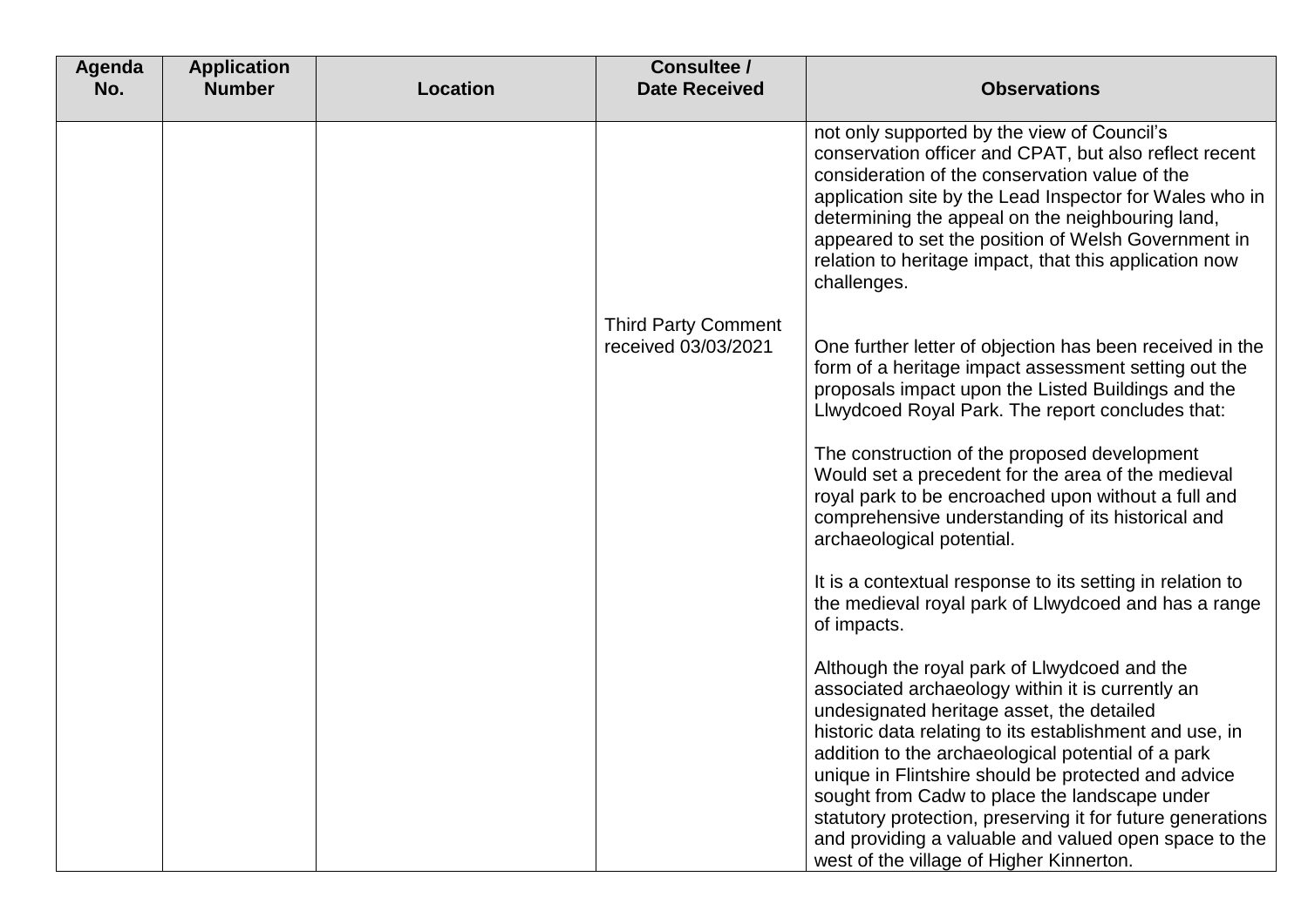| Agenda No. | Application Number | Location | Consultee / Date Received | Observations |
|---|---|---|---|---|
| | | | | not only supported by the view of Council's conservation officer and CPAT, but also reflect recent consideration of the conservation value of the application site by the Lead Inspector for Wales who in determining the appeal on the neighbouring land, appeared to set the position of Welsh Government in relation to heritage impact, that this application now challenges. |
| | | | Third Party Comment received 03/03/2021 | One further letter of objection has been received in the form of a heritage impact assessment setting out the proposals impact upon the Listed Buildings and the Llwydcoed Royal Park. The report concludes that:<br><br>The construction of the proposed development Would set a precedent for the area of the medieval royal park to be encroached upon without a full and comprehensive understanding of its historical and archaeological potential.<br><br>It is a contextual response to its setting in relation to the medieval royal park of Llwydcoed and has a range of impacts.<br><br>Although the royal park of Llwydcoed and the associated archaeology within it is currently an undesignated heritage asset, the detailed historic data relating to its establishment and use, in addition to the archaeological potential of a park unique in Flintshire should be protected and advice sought from Cadw to place the landscape under statutory protection, preserving it for future generations and providing a valuable and valued open space to the west of the village of Higher Kinnerton. |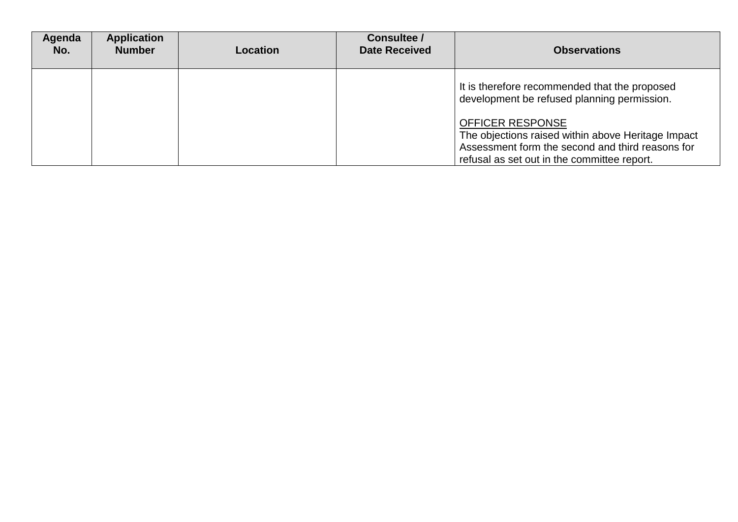| Agenda No. | Application Number | Location | Consultee / Date Received | Observations |
|---|---|---|---|---|
| | | | | It is therefore recommended that the proposed development be refused planning permission.<br><br><u>OFFICER RESPONSE</u><br>The objections raised within above Heritage Impact Assessment form the second and third reasons for refusal as set out in the committee report. |